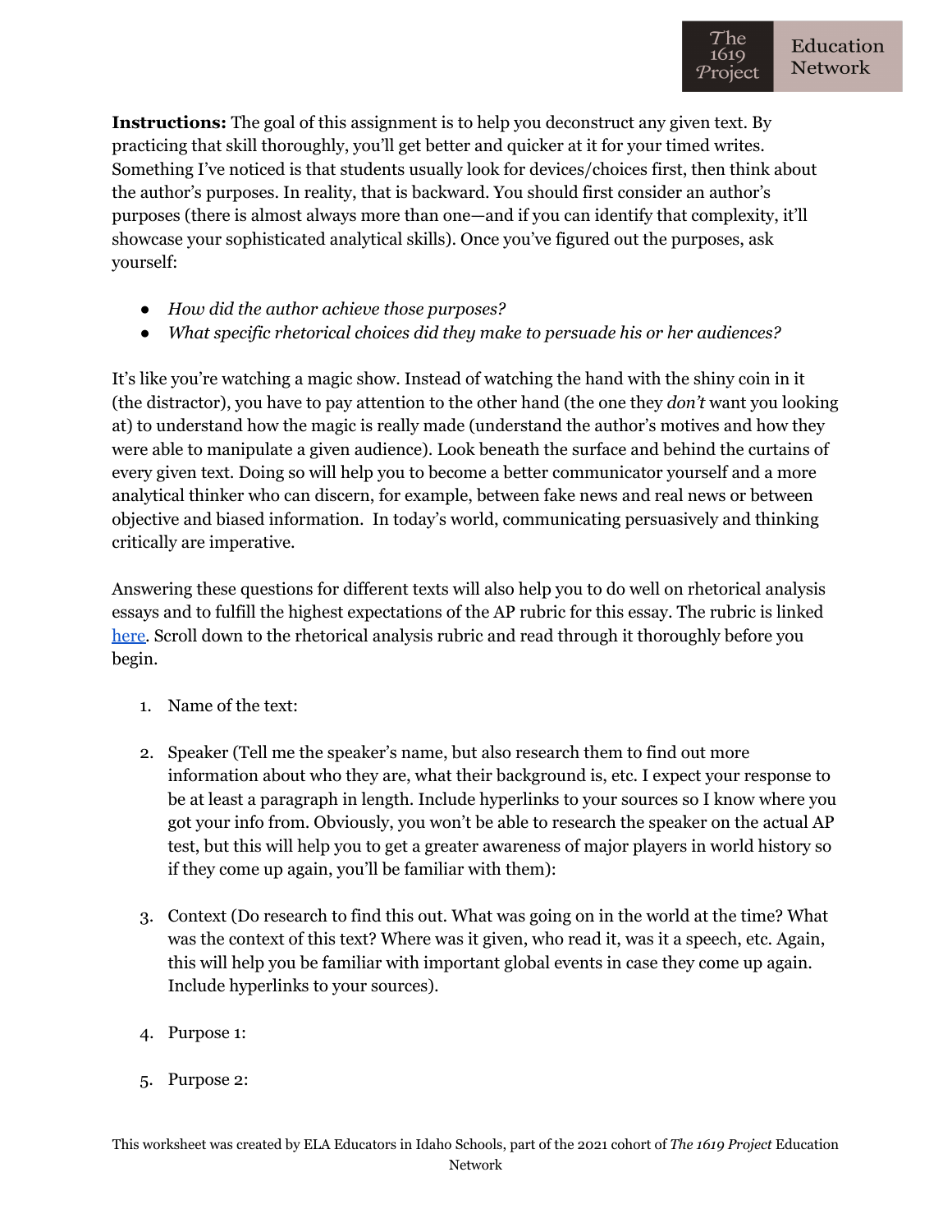**Instructions:** The goal of this assignment is to help you deconstruct any given text. By practicing that skill thoroughly, you'll get better and quicker at it for your timed writes. Something I've noticed is that students usually look for devices/choices first, then think about the author's purposes. In reality, that is backward. You should first consider an author's purposes (there is almost always more than one—and if you can identify that complexity, it'll showcase your sophisticated analytical skills). Once you've figured out the purposes, ask yourself:

- *How did the author achieve those purposes?*
- *What specific rhetorical choices did they make to persuade his or her audiences?*

It's like you're watching a magic show. Instead of watching the hand with the shiny coin in it (the distractor), you have to pay attention to the other hand (the one they *don't* want you looking at) to understand how the magic is really made (understand the author's motives and how they were able to manipulate a given audience). Look beneath the surface and behind the curtains of every given text. Doing so will help you to become a better communicator yourself and a more analytical thinker who can discern, for example, between fake news and real news or between objective and biased information. In today's world, communicating persuasively and thinking critically are imperative.

Answering these questions for different texts will also help you to do well on rhetorical analysis essays and to fulfill the highest expectations of the AP rubric for this essay. The rubric is linked here. Scroll down to the rhetorical analysis rubric and read through it thoroughly before you begin.

1. Name of the text:

2. Speaker (Tell me the speaker's name, but also research them to find out more information about who they are, what their background is, etc. I expect your response to be at least a paragraph in length. Include hyperlinks to your sources so I know where you got your info from. Obviously, you won't be able to research the speaker on the actual AP test, but this will help you to get a greater awareness of major players in world history so if they come up again, you'll be familiar with them):

3. Context (Do research to find this out. What was going on in the world at the time? What was the context of this text? Where was it given, who read it, was it a speech, etc. Again, this will help you be familiar with important global events in case they come up again. Include hyperlinks to your sources).

4. Purpose 1:

5. Purpose 2:

This worksheet was created by ELA Educators in Idaho Schools, part of the 2021 cohort of *The 1619 Project* Education Network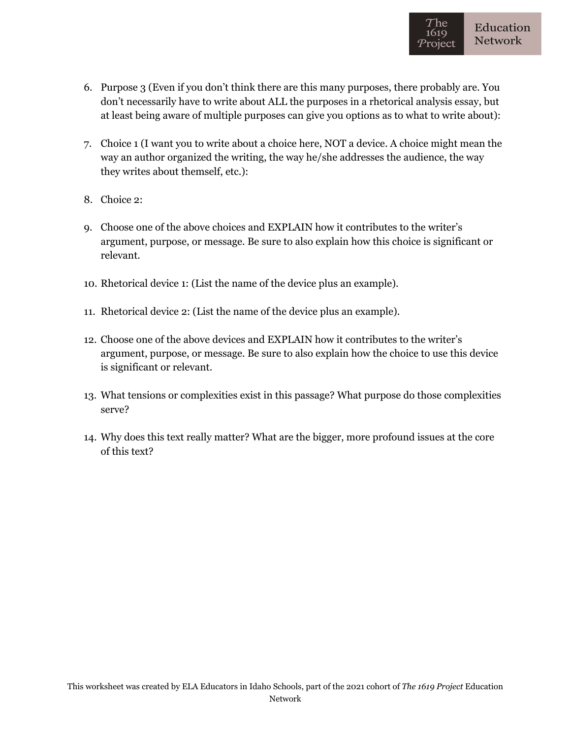6. Purpose 3 (Even if you don't think there are this many purposes, there probably are. You don't necessarily have to write about ALL the purposes in a rhetorical analysis essay, but at least being aware of multiple purposes can give you options as to what to write about):

7. Choice 1 (I want you to write about a choice here, NOT a device. A choice might mean the way an author organized the writing, the way he/she addresses the audience, the way they writes about themself, etc.):

8. Choice 2:

9. Choose one of the above choices and EXPLAIN how it contributes to the writer's argument, purpose, or message. Be sure to also explain how this choice is significant or relevant.

10. Rhetorical device 1: (List the name of the device plus an example).

11. Rhetorical device 2: (List the name of the device plus an example).

12. Choose one of the above devices and EXPLAIN how it contributes to the writer's argument, purpose, or message. Be sure to also explain how the choice to use this device is significant or relevant.

13. What tensions or complexities exist in this passage? What purpose do those complexities serve?

14. Why does this text really matter? What are the bigger, more profound issues at the core of this text?